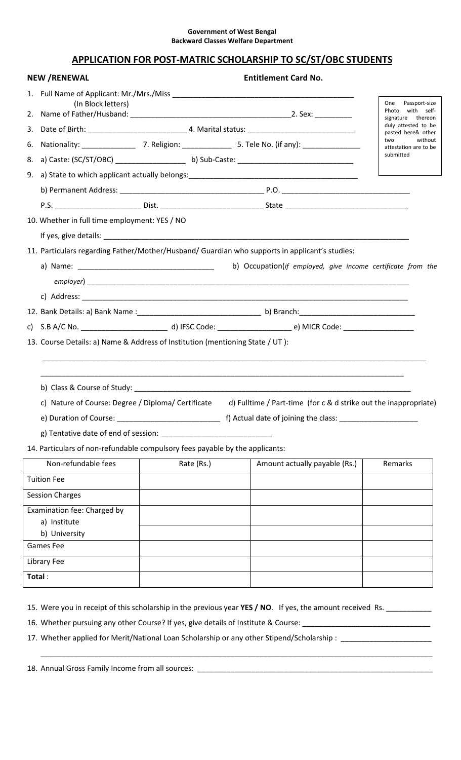**Government of West Bengal**
**Backward Classes Welfare Department**

## APPLICATION FOR POST-MATRIC SCHOLARSHIP TO SC/ST/OBC STUDENTS

**NEW /RENEWAL** **Entitlement Card No.**

One Passport-size Photo with self-signature thereon duly attested to be pasted here& other two without attestation are to be submitted

1. Full Name of Applicant: Mr./Mrs./Miss ______________________________________________
   (In Block letters)
2. Name of Father/Husband: ________________________________________ 2. Sex: _________
3. Date of Birth: ________________________ 4. Marital status: __________________________
6. Nationality: _____________ 7. Religion: ____________ 5. Tele No. (if any): ______________
8. a) Caste: (SC/ST/OBC) _________________ b) Sub-Caste: ___________________________
9. a) State to which applicant actually belongs: ________________________________________

   b) Permanent Address: ___________________________________ P.O. _______________________________

   P.S. ____________________ Dist. _________________________ State ______________________________

10. Whether in full time employment: YES / NO

    If yes, give details: ____________________________________________________________________________

11. Particulars regarding Father/Mother/Husband/ Guardian who supports in applicant's studies:

    a) Name: _________________________________ b) Occupation(*if employed, give income certificate from the employer*) ______________________________________________________________________________

    c) Address: _______________________________________________________________________________

12. Bank Details: a) Bank Name :_____________________________ b) Branch:___________________________

    c) S.B A/C No. _____________________ d) IFSC Code: __________________ e) MICR Code: _________________

13. Course Details: a) Name & Address of Institution (mentioning State / UT ):

    ______________________________________________________________________________________________

    ______________________________________________________________________________________________

    b) Class & Course of Study: _____________________________________________________________________

    c) Nature of Course: Degree / Diploma/ Certificate d) Fulltime / Part-time (for c & d strike out the inappropriate)

    e) Duration of Course: _________________________ f) Actual date of joining the class: ___________________

    g) Tentative date of end of session: ___________________________

14. Particulars of non-refundable compulsory fees payable by the applicants:

| Non-refundable fees | Rate (Rs.) | Amount actually payable (Rs.) | Remarks |
|---|---|---|---|
| Tuition Fee | | | |
| Session Charges | | | |
| Examination fee: Charged by a) Institute | | | |
| b) University | | | |
| Games Fee | | | |
| Library Fee | | | |
| **Total** : | | | |

15. Were you in receipt of this scholarship in the previous year **YES / NO**. If yes, the amount received Rs. ___________
16. Whether pursuing any other Course? If yes, give details of Institute & Course: _______________________________
17. Whether applied for Merit/National Loan Scholarship or any other Stipend/Scholarship : _____________________

    ______________________________________________________________________________________________
18. Annual Gross Family Income from all sources: _________________________________________________________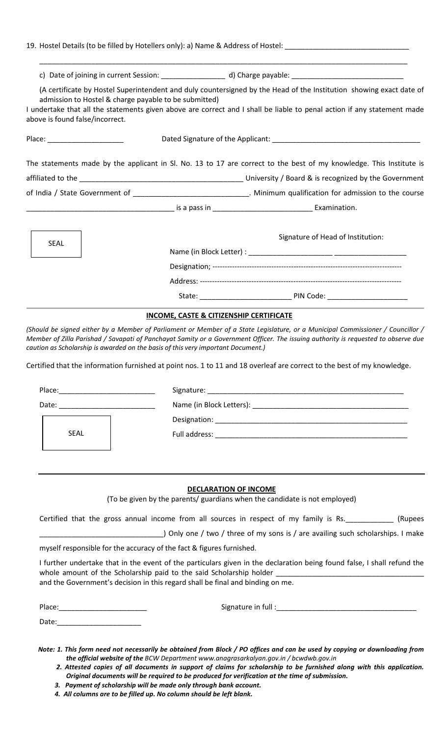19. Hostel Details (to be filled by Hotellers only): a) Name & Address of Hostel: ______________________________

____________________________________________________________________________________________

c) Date of joining in current Session: ________________ d) Charge payable: ____________________________

(A certificate by Hostel Superintendent and duly countersigned by the Head of the Institution showing exact date of admission to Hostel & charge payable to be submitted)

I undertake that all the statements given above are correct and I shall be liable to penal action if any statement made above is found false/incorrect.

Place: ___________________ Dated Signature of the Applicant: ____________________________________

The statements made by the applicant in Sl. No. 13 to 17 are correct to the best of my knowledge. This Institute is affiliated to the ________________________________________ University / Board & is recognized by the Government of India / State Government of ____________________________. Minimum qualification for admission to the course ____________________________________ is a pass in _________________________ Examination.

SEAL

Signature of Head of Institution:

Name (in Block Letter) : ____________________ __________________

Designation; ------------------------------------------------------------------------------

Address: ---------------------------------------------------------------------------------

State: ______________________ PIN Code: ____________________

## INCOME, CASTE & CITIZENSHIP CERTIFICATE

*(Should be signed either by a Member of Parliament or Member of a State Legislature, or a Municipal Commissioner / Councillor / Member of Zilla Parishad / Savapati of Panchayat Samity or a Government Officer. The issuing authority is requested to observe due caution as Scholarship is awarded on the basis of this very important Document.)*

Certified that the information furnished at point nos. 1 to 11 and 18 overleaf are correct to the best of my knowledge.

Place:________________________ Signature: __________________________________________________

Date: ________________________ Name (in Block Letters): ______________________________________

Designation: _________________________________________________

SEAL

Full address: _________________________________________________

## DECLARATION OF INCOME

(To be given by the parents/ guardians when the candidate is not employed)

Certified that the gross annual income from all sources in respect of my family is Rs.___________ (Rupees ______________________________) Only one / two / three of my sons is / are availing such scholarships. I make myself responsible for the accuracy of the fact & figures furnished.

I further undertake that in the event of the particulars given in the declaration being found false, I shall refund the whole amount of the Scholarship paid to the said Scholarship holder ____________________________________ and the Government's decision in this regard shall be final and binding on me.

Place:______________________ Signature in full :__________________________________

Date:_____________________

***Note: 1. This form need not necessarily be obtained from Block / PO offices and can be used by copying or downloading from the official website of the** BCW Department www.anagrasarkalyan.gov.in / bcwdwb.gov.in*

***2. Attested copies of all documents in support of claims for scholarship to be furnished along with this application. Original documents will be required to be produced for verification at the time of submission.***

***3. Payment of scholarship will be made only through bank account.***

***4. All columns are to be filled up. No column should be left blank.***